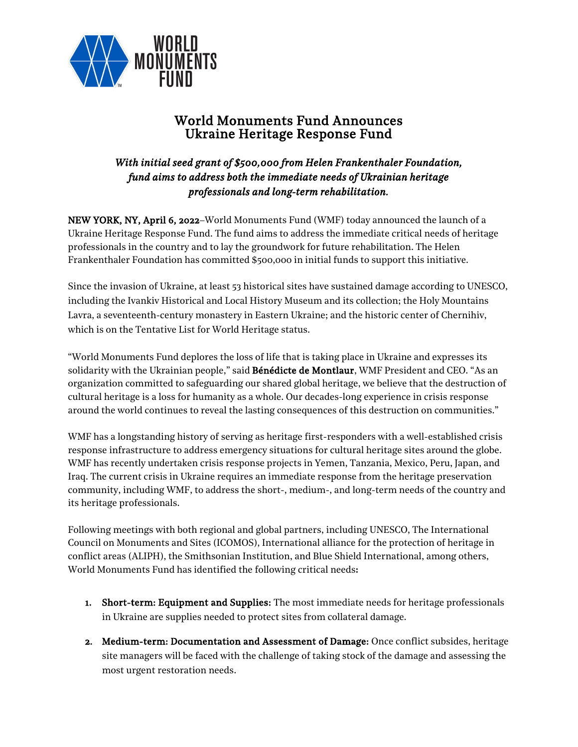WORLD MONUMENTS FUND

# World Monuments Fund Announces Ukraine Heritage Response Fund

***With initial seed grant of $500,000 from Helen Frankenthaler Foundation, fund aims to address both the immediate needs of Ukrainian heritage professionals and long-term rehabilitation.***

**NEW YORK, NY, April 6, 2022**–World Monuments Fund (WMF) today announced the launch of a Ukraine Heritage Response Fund. The fund aims to address the immediate critical needs of heritage professionals in the country and to lay the groundwork for future rehabilitation. The Helen Frankenthaler Foundation has committed $500,000 in initial funds to support this initiative.

Since the invasion of Ukraine, at least 53 historical sites have sustained damage according to UNESCO, including the Ivankiv Historical and Local History Museum and its collection; the Holy Mountains Lavra, a seventeenth-century monastery in Eastern Ukraine; and the historic center of Chernihiv, which is on the Tentative List for World Heritage status.

"World Monuments Fund deplores the loss of life that is taking place in Ukraine and expresses its solidarity with the Ukrainian people," said **Bénédicte de Montlaur**, WMF President and CEO. "As an organization committed to safeguarding our shared global heritage, we believe that the destruction of cultural heritage is a loss for humanity as a whole. Our decades-long experience in crisis response around the world continues to reveal the lasting consequences of this destruction on communities."

WMF has a longstanding history of serving as heritage first-responders with a well-established crisis response infrastructure to address emergency situations for cultural heritage sites around the globe. WMF has recently undertaken crisis response projects in Yemen, Tanzania, Mexico, Peru, Japan, and Iraq. The current crisis in Ukraine requires an immediate response from the heritage preservation community, including WMF, to address the short-, medium-, and long-term needs of the country and its heritage professionals.

Following meetings with both regional and global partners, including UNESCO, The International Council on Monuments and Sites (ICOMOS), International alliance for the protection of heritage in conflict areas (ALIPH), the Smithsonian Institution, and Blue Shield International, among others, World Monuments Fund has identified the following critical needs**:**

1. **Short-term: Equipment and Supplies:** The most immediate needs for heritage professionals in Ukraine are supplies needed to protect sites from collateral damage.
2. **Medium-term: Documentation and Assessment of Damage:** Once conflict subsides, heritage site managers will be faced with the challenge of taking stock of the damage and assessing the most urgent restoration needs.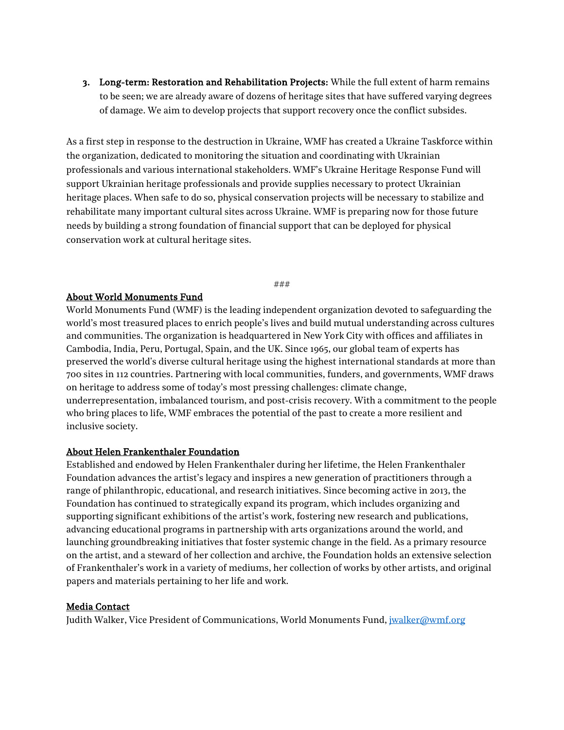3. **Long-term: Restoration and Rehabilitation Projects:** While the full extent of harm remains to be seen; we are already aware of dozens of heritage sites that have suffered varying degrees of damage. We aim to develop projects that support recovery once the conflict subsides.

As a first step in response to the destruction in Ukraine, WMF has created a Ukraine Taskforce within the organization, dedicated to monitoring the situation and coordinating with Ukrainian professionals and various international stakeholders. WMF's Ukraine Heritage Response Fund will support Ukrainian heritage professionals and provide supplies necessary to protect Ukrainian heritage places. When safe to do so, physical conservation projects will be necessary to stabilize and rehabilitate many important cultural sites across Ukraine. WMF is preparing now for those future needs by building a strong foundation of financial support that can be deployed for physical conservation work at cultural heritage sites.

###

**About World Monuments Fund**

World Monuments Fund (WMF) is the leading independent organization devoted to safeguarding the world's most treasured places to enrich people's lives and build mutual understanding across cultures and communities. The organization is headquartered in New York City with offices and affiliates in Cambodia, India, Peru, Portugal, Spain, and the UK. Since 1965, our global team of experts has preserved the world's diverse cultural heritage using the highest international standards at more than 700 sites in 112 countries. Partnering with local communities, funders, and governments, WMF draws on heritage to address some of today's most pressing challenges: climate change, underrepresentation, imbalanced tourism, and post-crisis recovery. With a commitment to the people who bring places to life, WMF embraces the potential of the past to create a more resilient and inclusive society.

**About Helen Frankenthaler Foundation**

Established and endowed by Helen Frankenthaler during her lifetime, the Helen Frankenthaler Foundation advances the artist's legacy and inspires a new generation of practitioners through a range of philanthropic, educational, and research initiatives. Since becoming active in 2013, the Foundation has continued to strategically expand its program, which includes organizing and supporting significant exhibitions of the artist's work, fostering new research and publications, advancing educational programs in partnership with arts organizations around the world, and launching groundbreaking initiatives that foster systemic change in the field. As a primary resource on the artist, and a steward of her collection and archive, the Foundation holds an extensive selection of Frankenthaler's work in a variety of mediums, her collection of works by other artists, and original papers and materials pertaining to her life and work.

**Media Contact**

Judith Walker, Vice President of Communications, World Monuments Fund, [jwalker@wmf.org](mailto:jwalker@wmf.org)